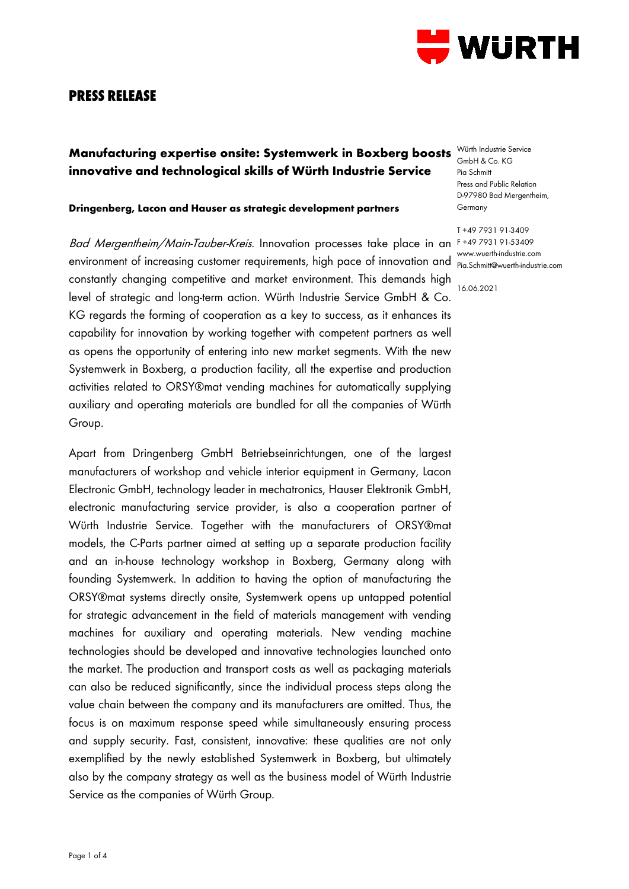# PRESS RELEASE

## Manufacturing expertise onsite: Systemwerk in Boxberg boosts innovative and technological skills of Würth Industrie Service

Würth Industrie Service GmbH & Co. KG
Pia Schmitt
Press and Public Relation
D-97980 Bad Mergentheim, Germany

T +49 7931 91-3409
F +49 7931 91-53409
www.wuerth-industrie.com
Pia.Schmitt@wuerth-industrie.com

16.06.2021

**Dringenberg, Lacon and Hauser as strategic development partners**

*Bad Mergentheim/Main-Tauber-Kreis.* Innovation processes take place in an environment of increasing customer requirements, high pace of innovation and constantly changing competitive and market environment. This demands high level of strategic and long-term action. Würth Industrie Service GmbH & Co. KG regards the forming of cooperation as a key to success, as it enhances its capability for innovation by working together with competent partners as well as opens the opportunity of entering into new market segments. With the new Systemwerk in Boxberg, a production facility, all the expertise and production activities related to ORSY®mat vending machines for automatically supplying auxiliary and operating materials are bundled for all the companies of Würth Group.

Apart from Dringenberg GmbH Betriebseinrichtungen, one of the largest manufacturers of workshop and vehicle interior equipment in Germany, Lacon Electronic GmbH, technology leader in mechatronics, Hauser Elektronik GmbH, electronic manufacturing service provider, is also a cooperation partner of Würth Industrie Service. Together with the manufacturers of ORSY®mat models, the C-Parts partner aimed at setting up a separate production facility and an in-house technology workshop in Boxberg, Germany along with founding Systemwerk. In addition to having the option of manufacturing the ORSY®mat systems directly onsite, Systemwerk opens up untapped potential for strategic advancement in the field of materials management with vending machines for auxiliary and operating materials. New vending machine technologies should be developed and innovative technologies launched onto the market. The production and transport costs as well as packaging materials can also be reduced significantly, since the individual process steps along the value chain between the company and its manufacturers are omitted. Thus, the focus is on maximum response speed while simultaneously ensuring process and supply security. Fast, consistent, innovative: these qualities are not only exemplified by the newly established Systemwerk in Boxberg, but ultimately also by the company strategy as well as the business model of Würth Industrie Service as the companies of Würth Group.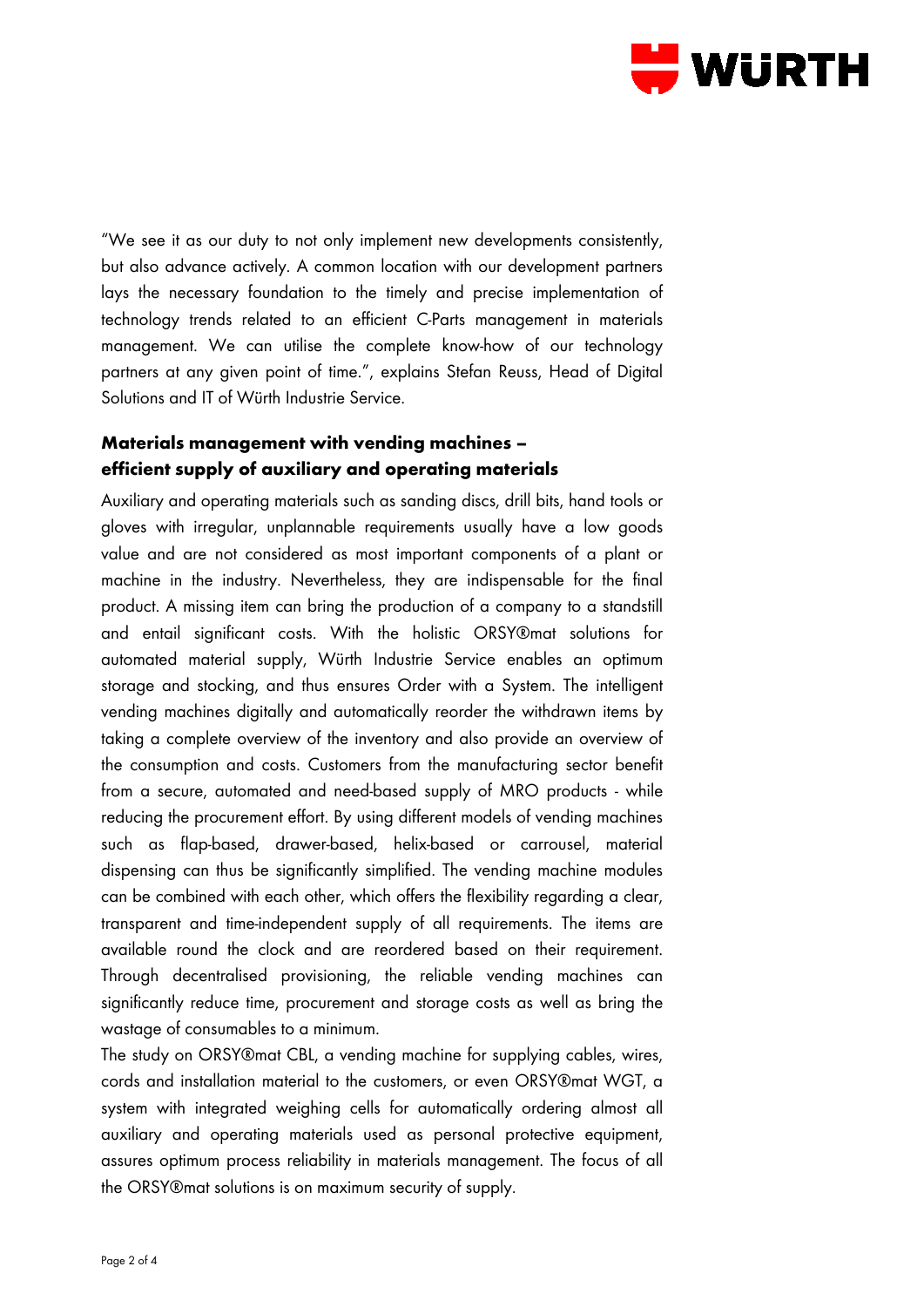"We see it as our duty to not only implement new developments consistently, but also advance actively. A common location with our development partners lays the necessary foundation to the timely and precise implementation of technology trends related to an efficient C-Parts management in materials management. We can utilise the complete know-how of our technology partners at any given point of time.", explains Stefan Reuss, Head of Digital Solutions and IT of Würth Industrie Service.

## Materials management with vending machines – efficient supply of auxiliary and operating materials

Auxiliary and operating materials such as sanding discs, drill bits, hand tools or gloves with irregular, unplannable requirements usually have a low goods value and are not considered as most important components of a plant or machine in the industry. Nevertheless, they are indispensable for the final product. A missing item can bring the production of a company to a standstill and entail significant costs. With the holistic ORSY®mat solutions for automated material supply, Würth Industrie Service enables an optimum storage and stocking, and thus ensures Order with a System. The intelligent vending machines digitally and automatically reorder the withdrawn items by taking a complete overview of the inventory and also provide an overview of the consumption and costs. Customers from the manufacturing sector benefit from a secure, automated and need-based supply of MRO products - while reducing the procurement effort. By using different models of vending machines such as flap-based, drawer-based, helix-based or carrousel, material dispensing can thus be significantly simplified. The vending machine modules can be combined with each other, which offers the flexibility regarding a clear, transparent and time-independent supply of all requirements. The items are available round the clock and are reordered based on their requirement. Through decentralised provisioning, the reliable vending machines can significantly reduce time, procurement and storage costs as well as bring the wastage of consumables to a minimum.

The study on ORSY®mat CBL, a vending machine for supplying cables, wires, cords and installation material to the customers, or even ORSY®mat WGT, a system with integrated weighing cells for automatically ordering almost all auxiliary and operating materials used as personal protective equipment, assures optimum process reliability in materials management. The focus of all the ORSY®mat solutions is on maximum security of supply.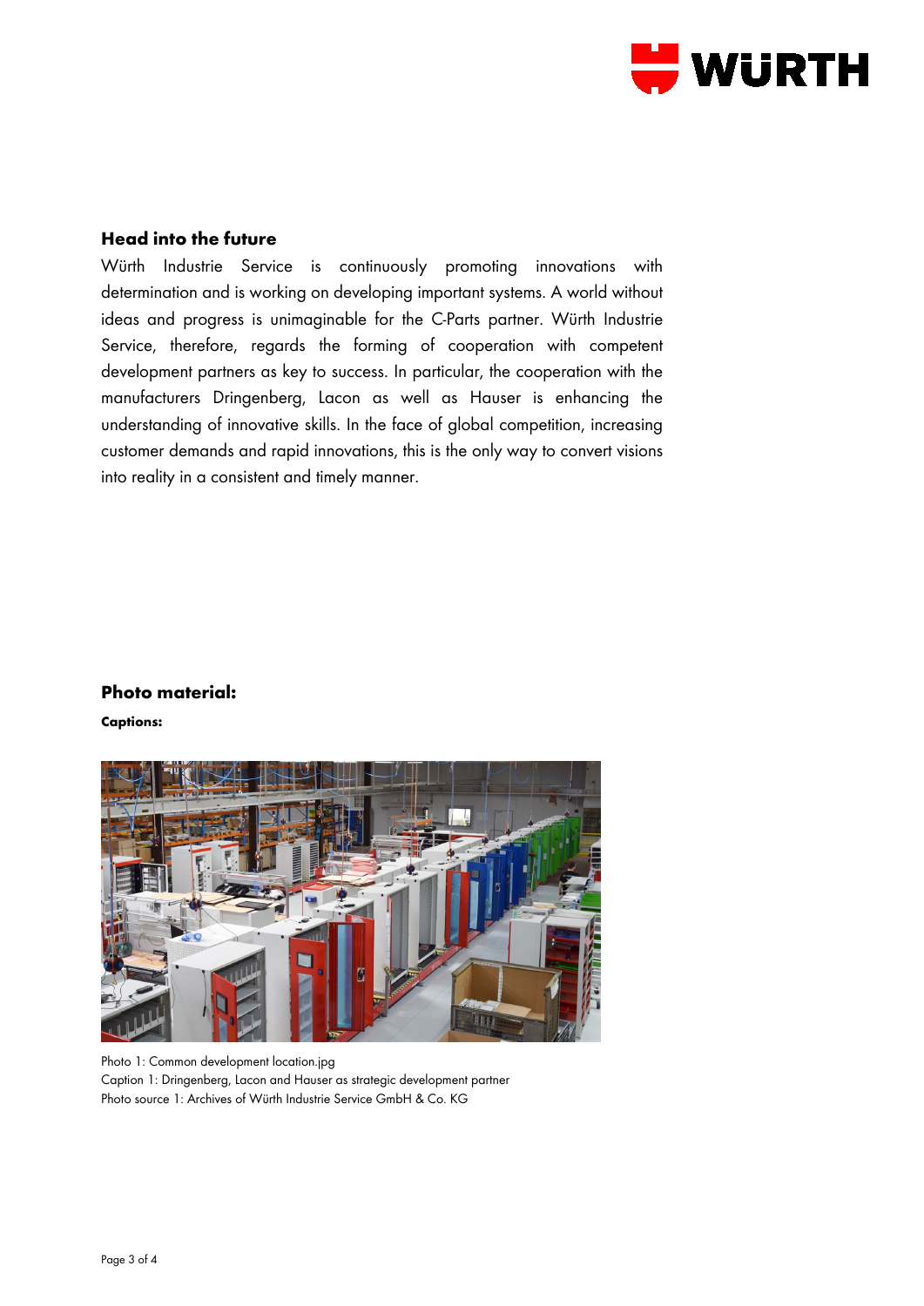## Head into the future

Würth Industrie Service is continuously promoting innovations with determination and is working on developing important systems. A world without ideas and progress is unimaginable for the C-Parts partner. Würth Industrie Service, therefore, regards the forming of cooperation with competent development partners as key to success. In particular, the cooperation with the manufacturers Dringenberg, Lacon as well as Hauser is enhancing the understanding of innovative skills. In the face of global competition, increasing customer demands and rapid innovations, this is the only way to convert visions into reality in a consistent and timely manner.

## Photo material:

**Captions:**

Photo 1: Common development location.jpg
Caption 1: Dringenberg, Lacon and Hauser as strategic development partner
Photo source 1: Archives of Würth Industrie Service GmbH & Co. KG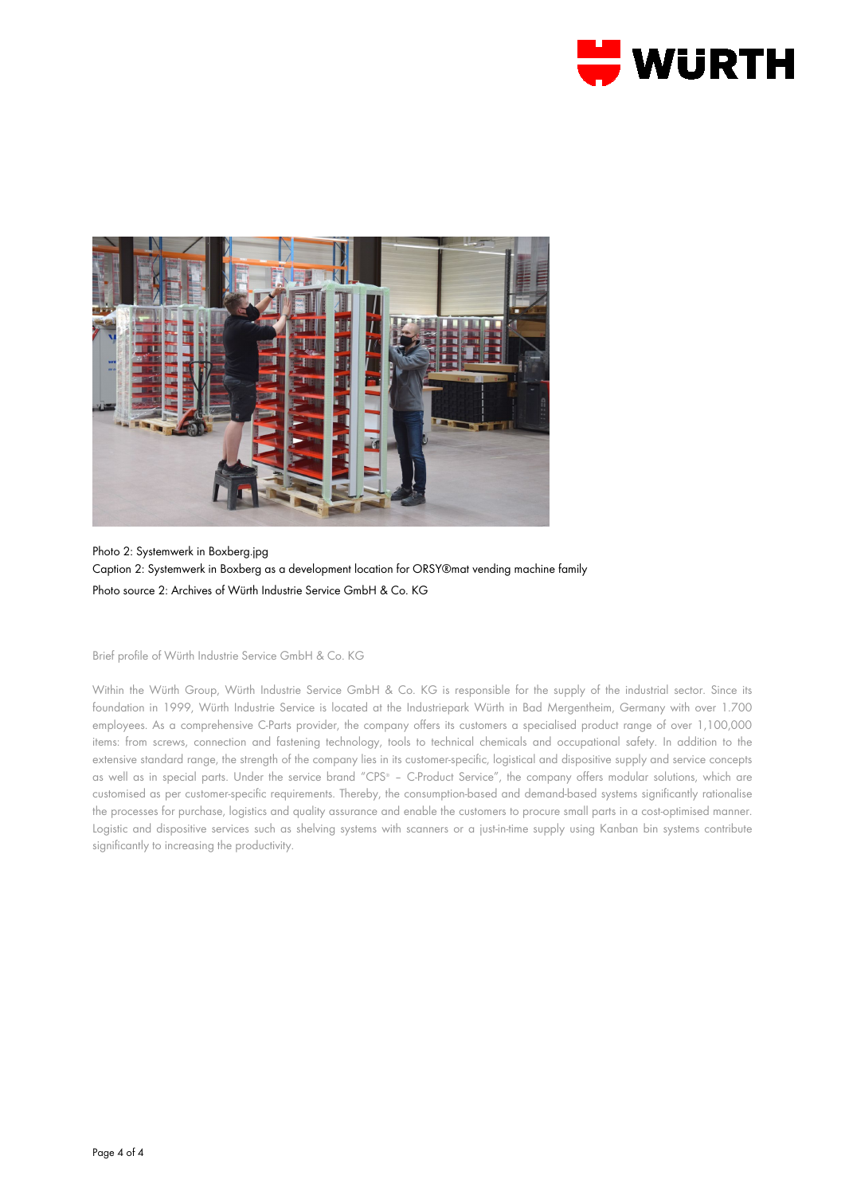Photo 2: Systemwerk in Boxberg.jpg
Caption 2: Systemwerk in Boxberg as a development location for ORSY®mat vending machine family
Photo source 2: Archives of Würth Industrie Service GmbH & Co. KG

Brief profile of Würth Industrie Service GmbH & Co. KG

Within the Würth Group, Würth Industrie Service GmbH & Co. KG is responsible for the supply of the industrial sector. Since its foundation in 1999, Würth Industrie Service is located at the Industriepark Würth in Bad Mergentheim, Germany with over 1.700 employees. As a comprehensive C-Parts provider, the company offers its customers a specialised product range of over 1,100,000 items: from screws, connection and fastening technology, tools to technical chemicals and occupational safety. In addition to the extensive standard range, the strength of the company lies in its customer-specific, logistical and dispositive supply and service concepts as well as in special parts. Under the service brand "CPS® – C-Product Service", the company offers modular solutions, which are customised as per customer-specific requirements. Thereby, the consumption-based and demand-based systems significantly rationalise the processes for purchase, logistics and quality assurance and enable the customers to procure small parts in a cost-optimised manner. Logistic and dispositive services such as shelving systems with scanners or a just-in-time supply using Kanban bin systems contribute significantly to increasing the productivity.